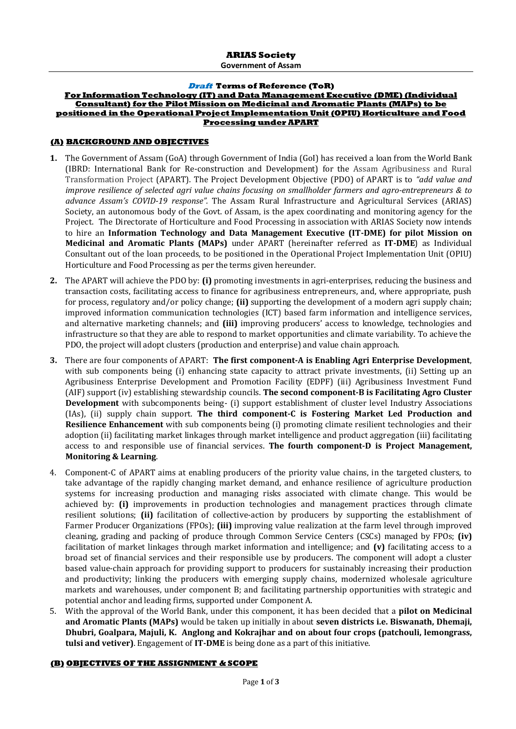**ARIAS Society**
**Government of Assam**

***Draft* Terms of Reference (ToR)**

**For Information Technology (IT) and Data Management Executive (DME) (Individual Consultant) for the Pilot Mission on Medicinal and Aromatic Plants (MAPs) to be positioned in the Operational Project Implementation Unit (OPIU) Horticulture and Food Processing under APART**

## (A) BACKGROUND AND OBJECTIVES

1. The Government of Assam (GoA) through Government of India (GoI) has received a loan from the World Bank (IBRD: International Bank for Re-construction and Development) for the Assam Agribusiness and Rural Transformation Project (APART). The Project Development Objective (PDO) of APART is to *"add value and improve resilience of selected agri value chains focusing on smallholder farmers and agro-entrepreneurs & to advance Assam's COVID-19 response"*. The Assam Rural Infrastructure and Agricultural Services (ARIAS) Society, an autonomous body of the Govt. of Assam, is the apex coordinating and monitoring agency for the Project. The Directorate of Horticulture and Food Processing in association with ARIAS Society now intends to hire an **Information Technology and Data Management Executive (IT-DME) for pilot Mission on Medicinal and Aromatic Plants (MAPs)** under APART (hereinafter referred as **IT-DME**) as Individual Consultant out of the loan proceeds, to be positioned in the Operational Project Implementation Unit (OPIU) Horticulture and Food Processing as per the terms given hereunder.

2. The APART will achieve the PDO by: **(i)** promoting investments in agri-enterprises, reducing the business and transaction costs, facilitating access to finance for agribusiness entrepreneurs, and, where appropriate, push for process, regulatory and/or policy change; **(ii)** supporting the development of a modern agri supply chain; improved information communication technologies (ICT) based farm information and intelligence services, and alternative marketing channels; and **(iii)** improving producers' access to knowledge, technologies and infrastructure so that they are able to respond to market opportunities and climate variability. To achieve the PDO, the project will adopt clusters (production and enterprise) and value chain approach.

3. There are four components of APART: **The first component-A is Enabling Agri Enterprise Development**, with sub components being (i) enhancing state capacity to attract private investments, (ii) Setting up an Agribusiness Enterprise Development and Promotion Facility (EDPF) (iii) Agribusiness Investment Fund (AIF) support (iv) establishing stewardship councils. **The second component-B is Facilitating Agro Cluster Development** with subcomponents being- (i) support establishment of cluster level Industry Associations (IAs), (ii) supply chain support. **The third component-C is Fostering Market Led Production and Resilience Enhancement** with sub components being (i) promoting climate resilient technologies and their adoption (ii) facilitating market linkages through market intelligence and product aggregation (iii) facilitating access to and responsible use of financial services. **The fourth component-D is Project Management, Monitoring & Learning**.

4. Component-C of APART aims at enabling producers of the priority value chains, in the targeted clusters, to take advantage of the rapidly changing market demand, and enhance resilience of agriculture production systems for increasing production and managing risks associated with climate change. This would be achieved by: **(i)** improvements in production technologies and management practices through climate resilient solutions; **(ii)** facilitation of collective-action by producers by supporting the establishment of Farmer Producer Organizations (FPOs); **(iii)** improving value realization at the farm level through improved cleaning, grading and packing of produce through Common Service Centers (CSCs) managed by FPOs; **(iv)** facilitation of market linkages through market information and intelligence; and **(v)** facilitating access to a broad set of financial services and their responsible use by producers. The component will adopt a cluster based value-chain approach for providing support to producers for sustainably increasing their production and productivity; linking the producers with emerging supply chains, modernized wholesale agriculture markets and warehouses, under component B; and facilitating partnership opportunities with strategic and potential anchor and leading firms, supported under Component A.

5. With the approval of the World Bank, under this component, it has been decided that a **pilot on Medicinal and Aromatic Plants (MAPs)** would be taken up initially in about **seven districts i.e. Biswanath, Dhemaji, Dhubri, Goalpara, Majuli, K. Anglong and Kokrajhar and on about four crops (patchouli, lemongrass, tulsi and vetiver)**. Engagement of **IT-DME** is being done as a part of this initiative.

## (B) OBJECTIVES OF THE ASSIGNMENT & SCOPE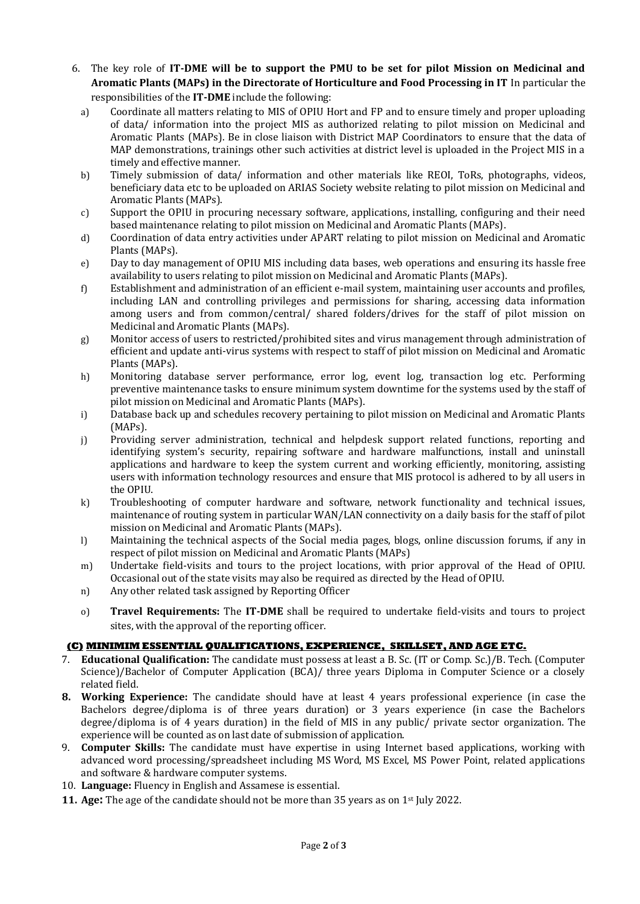6. The key role of **IT-DME will be to support the PMU to be set for pilot Mission on Medicinal and Aromatic Plants (MAPs) in the Directorate of Horticulture and Food Processing in IT** In particular the responsibilities of the **IT-DME** include the following:
   a) Coordinate all matters relating to MIS of OPIU Hort and FP and to ensure timely and proper uploading of data/ information into the project MIS as authorized relating to pilot mission on Medicinal and Aromatic Plants (MAPs). Be in close liaison with District MAP Coordinators to ensure that the data of MAP demonstrations, trainings other such activities at district level is uploaded in the Project MIS in a timely and effective manner.
   b) Timely submission of data/ information and other materials like REOI, ToRs, photographs, videos, beneficiary data etc to be uploaded on ARIAS Society website relating to pilot mission on Medicinal and Aromatic Plants (MAPs).
   c) Support the OPIU in procuring necessary software, applications, installing, configuring and their need based maintenance relating to pilot mission on Medicinal and Aromatic Plants (MAPs).
   d) Coordination of data entry activities under APART relating to pilot mission on Medicinal and Aromatic Plants (MAPs).
   e) Day to day management of OPIU MIS including data bases, web operations and ensuring its hassle free availability to users relating to pilot mission on Medicinal and Aromatic Plants (MAPs).
   f) Establishment and administration of an efficient e-mail system, maintaining user accounts and profiles, including LAN and controlling privileges and permissions for sharing, accessing data information among users and from common/central/ shared folders/drives for the staff of pilot mission on Medicinal and Aromatic Plants (MAPs).
   g) Monitor access of users to restricted/prohibited sites and virus management through administration of efficient and update anti-virus systems with respect to staff of pilot mission on Medicinal and Aromatic Plants (MAPs).
   h) Monitoring database server performance, error log, event log, transaction log etc. Performing preventive maintenance tasks to ensure minimum system downtime for the systems used by the staff of pilot mission on Medicinal and Aromatic Plants (MAPs).
   i) Database back up and schedules recovery pertaining to pilot mission on Medicinal and Aromatic Plants (MAPs).
   j) Providing server administration, technical and helpdesk support related functions, reporting and identifying system's security, repairing software and hardware malfunctions, install and uninstall applications and hardware to keep the system current and working efficiently, monitoring, assisting users with information technology resources and ensure that MIS protocol is adhered to by all users in the OPIU.
   k) Troubleshooting of computer hardware and software, network functionality and technical issues, maintenance of routing system in particular WAN/LAN connectivity on a daily basis for the staff of pilot mission on Medicinal and Aromatic Plants (MAPs).
   l) Maintaining the technical aspects of the Social media pages, blogs, online discussion forums, if any in respect of pilot mission on Medicinal and Aromatic Plants (MAPs)
   m) Undertake field-visits and tours to the project locations, with prior approval of the Head of OPIU. Occasional out of the state visits may also be required as directed by the Head of OPIU.
   n) Any other related task assigned by Reporting Officer
   o) **Travel Requirements:** The **IT-DME** shall be required to undertake field-visits and tours to project sites, with the approval of the reporting officer.

### (C) MINIMIM ESSENTIAL QUALIFICATIONS, EXPERIENCE, SKILLSET, AND AGE ETC.

7. **Educational Qualification:** The candidate must possess at least a B. Sc. (IT or Comp. Sc.)/B. Tech. (Computer Science)/Bachelor of Computer Application (BCA)/ three years Diploma in Computer Science or a closely related field.
8. **Working Experience:** The candidate should have at least 4 years professional experience (in case the Bachelors degree/diploma is of three years duration) or 3 years experience (in case the Bachelors degree/diploma is of 4 years duration) in the field of MIS in any public/ private sector organization. The experience will be counted as on last date of submission of application.
9. **Computer Skills:** The candidate must have expertise in using Internet based applications, working with advanced word processing/spreadsheet including MS Word, MS Excel, MS Power Point, related applications and software & hardware computer systems.
10. **Language:** Fluency in English and Assamese is essential.
11. **Age:** The age of the candidate should not be more than 35 years as on 1st July 2022.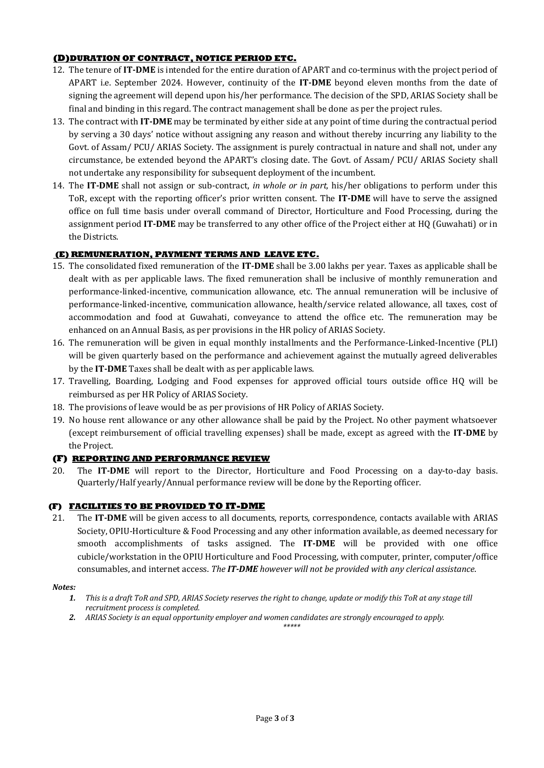### (D)DURATION OF CONTRACT, NOTICE PERIOD ETC.

12. The tenure of **IT-DME** is intended for the entire duration of APART and co-terminus with the project period of APART i.e. September 2024. However, continuity of the **IT-DME** beyond eleven months from the date of signing the agreement will depend upon his/her performance. The decision of the SPD, ARIAS Society shall be final and binding in this regard. The contract management shall be done as per the project rules.
13. The contract with **IT-DME** may be terminated by either side at any point of time during the contractual period by serving a 30 days' notice without assigning any reason and without thereby incurring any liability to the Govt. of Assam/ PCU/ ARIAS Society. The assignment is purely contractual in nature and shall not, under any circumstance, be extended beyond the APART's closing date. The Govt. of Assam/ PCU/ ARIAS Society shall not undertake any responsibility for subsequent deployment of the incumbent.
14. The **IT-DME** shall not assign or sub-contract, *in whole or in part,* his/her obligations to perform under this ToR, except with the reporting officer's prior written consent. The **IT-DME** will have to serve the assigned office on full time basis under overall command of Director, Horticulture and Food Processing, during the assignment period **IT-DME** may be transferred to any other office of the Project either at HQ (Guwahati) or in the Districts.

### (E) REMUNERATION, PAYMENT TERMS AND LEAVE ETC.

15. The consolidated fixed remuneration of the **IT-DME** shall be 3.00 lakhs per year. Taxes as applicable shall be dealt with as per applicable laws. The fixed remuneration shall be inclusive of monthly remuneration and performance-linked-incentive, communication allowance, etc. The annual remuneration will be inclusive of performance-linked-incentive, communication allowance, health/service related allowance, all taxes, cost of accommodation and food at Guwahati, conveyance to attend the office etc. The remuneration may be enhanced on an Annual Basis, as per provisions in the HR policy of ARIAS Society.
16. The remuneration will be given in equal monthly installments and the Performance-Linked-Incentive (PLI) will be given quarterly based on the performance and achievement against the mutually agreed deliverables by the **IT-DME** Taxes shall be dealt with as per applicable laws.
17. Travelling, Boarding, Lodging and Food expenses for approved official tours outside office HQ will be reimbursed as per HR Policy of ARIAS Society.
18. The provisions of leave would be as per provisions of HR Policy of ARIAS Society.
19. No house rent allowance or any other allowance shall be paid by the Project. No other payment whatsoever (except reimbursement of official travelling expenses) shall be made, except as agreed with the **IT-DME** by the Project.

### (F) REPORTING AND PERFORMANCE REVIEW

20. The **IT-DME** will report to the Director, Horticulture and Food Processing on a day-to-day basis. Quarterly/Half yearly/Annual performance review will be done by the Reporting officer.

### (F) FACILITIES TO BE PROVIDED TO IT-DME

21. The **IT-DME** will be given access to all documents, reports, correspondence, contacts available with ARIAS Society, OPIU-Horticulture & Food Processing and any other information available, as deemed necessary for smooth accomplishments of tasks assigned. The **IT-DME** will be provided with one office cubicle/workstation in the OPIU Horticulture and Food Processing, with computer, printer, computer/office consumables, and internet access. *The **IT-DME** however will not be provided with any clerical assistance*.

***Notes:***

1. *This is a draft ToR and SPD, ARIAS Society reserves the right to change, update or modify this ToR at any stage till recruitment process is completed.*
2. *ARIAS Society is an equal opportunity employer and women candidates are strongly encouraged to apply.*

*****